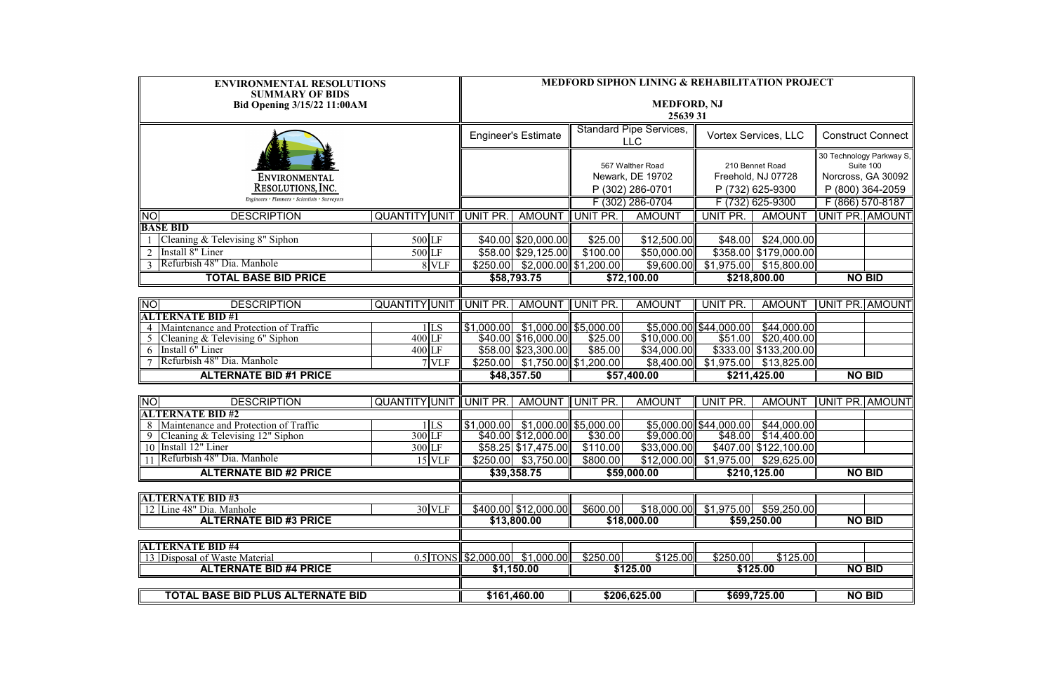**ENVIRONMENTAL RESOLUTIONS**
**SUMMARY OF BIDS**
**Bid Opening 3/15/22 11:00AM**

**MEDFORD SIPHON LINING & REHABILITATION PROJECT**

**MEDFORD, NJ**
**25639 31**

ENVIRONMENTAL RESOLUTIONS, INC.
Engineers • Planners • Scientists • Surveyors

| NO | DESCRIPTION | QUANTITY | UNIT | Engineer's Estimate | | Standard Pipe Services, LLC | | Vortex Services, LLC | | Construct Connect | |
|---|---|---|---|---|---|---|---|---|---|---|---|
| | | | | | | 567 Walther Road<br>Newark, DE 19702<br>P (302) 286-0701<br>F (302) 286-0704 | | 210 Bennet Road<br>Freehold, NJ 07728<br>P (732) 625-9300<br>F (732) 625-9300 | | 30 Technology Parkway S, Suite 100<br>Norcross, GA 30092<br>P (800) 364-2059<br>F (866) 570-8187 | |
| | | | | UNIT PR. | AMOUNT | UNIT PR. | AMOUNT | UNIT PR. | AMOUNT | UNIT PR. | AMOUNT |
| **BASE BID** | | | | | | | | | | | |
| 1 | Cleaning & Televising 8" Siphon | 500 | LF | $40.00 | $20,000.00 | $25.00 | $12,500.00 | $48.00 | $24,000.00 | | |
| 2 | Install 8" Liner | 500 | LF | $58.00 | $29,125.00 | $100.00 | $50,000.00 | $358.00 | $179,000.00 | | |
| 3 | Refurbish 48" Dia. Manhole | 8 | VLF | $250.00 | $2,000.00 | $1,200.00 | $9,600.00 | $1,975.00 | $15,800.00 | | |
| | **TOTAL BASE BID PRICE** | | | **$58,793.75** | | **$72,100.00** | | **$218,800.00** | | **NO BID** | |
| **ALTERNATE BID #1** | | | | | | | | | | | |
| 4 | Maintenance and Protection of Traffic | 1 | LS | $1,000.00 | $1,000.00 | $5,000.00 | $5,000.00 | $44,000.00 | $44,000.00 | | |
| 5 | Cleaning & Televising 6" Siphon | 400 | LF | $40.00 | $16,000.00 | $25.00 | $10,000.00 | $51.00 | $20,400.00 | | |
| 6 | Install 6" Liner | 400 | LF | $58.00 | $23,300.00 | $85.00 | $34,000.00 | $333.00 | $133,200.00 | | |
| 7 | Refurbish 48" Dia. Manhole | 7 | VLF | $250.00 | $1,750.00 | $1,200.00 | $8,400.00 | $1,975.00 | $13,825.00 | | |
| | **ALTERNATE BID #1 PRICE** | | | **$48,357.50** | | **$57,400.00** | | **$211,425.00** | | **NO BID** | |
| **ALTERNATE BID #2** | | | | | | | | | | | |
| 8 | Maintenance and Protection of Traffic | 1 | LS | $1,000.00 | $1,000.00 | $5,000.00 | $5,000.00 | $44,000.00 | $44,000.00 | | |
| 9 | Cleaning & Televising 12" Siphon | 300 | LF | $40.00 | $12,000.00 | $30.00 | $9,000.00 | $48.00 | $14,400.00 | | |
| 10 | Install 12" Liner | 300 | LF | $58.25 | $17,475.00 | $110.00 | $33,000.00 | $407.00 | $122,100.00 | | |
| 11 | Refurbish 48" Dia. Manhole | 15 | VLF | $250.00 | $3,750.00 | $800.00 | $12,000.00 | $1,975.00 | $29,625.00 | | |
| | **ALTERNATE BID #2 PRICE** | | | **$39,358.75** | | **$59,000.00** | | **$210,125.00** | | **NO BID** | |
| **ALTERNATE BID #3** | | | | | | | | | | | |
| 12 | Line 48" Dia. Manhole | 30 | VLF | $400.00 | $12,000.00 | $600.00 | $18,000.00 | $1,975.00 | $59,250.00 | | |
| | **ALTERNATE BID #3 PRICE** | | | **$13,800.00** | | **$18,000.00** | | **$59,250.00** | | **NO BID** | |
| **ALTERNATE BID #4** | | | | | | | | | | | |
| 13 | Disposal of Waste Material | 0.5 | TONS | $2,000.00 | $1,000.00 | $250.00 | $125.00 | $250.00 | $125.00 | | |
| | **ALTERNATE BID #4 PRICE** | | | **$1,150.00** | | **$125.00** | | **$125.00** | | **NO BID** | |
| | **TOTAL BASE BID PLUS ALTERNATE BID** | | | **$161,460.00** | | **$206,625.00** | | **$699,725.00** | | **NO BID** | |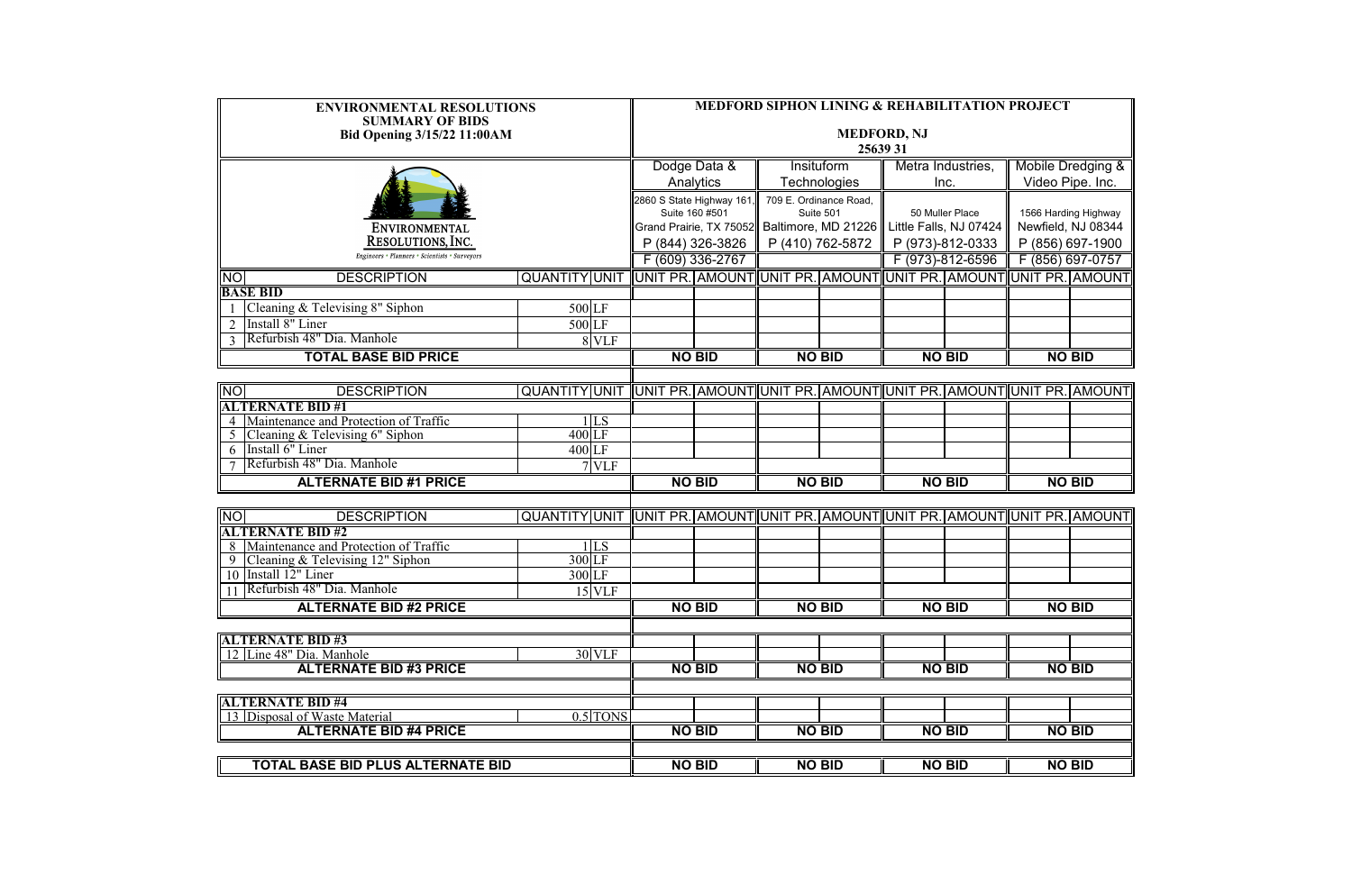**ENVIRONMENTAL RESOLUTIONS**
**SUMMARY OF BIDS**
**Bid Opening 3/15/22 11:00AM**

**MEDFORD SIPHON LINING & REHABILITATION PROJECT**

**MEDFORD, NJ**
**25639 31**

ENVIRONMENTAL RESOLUTIONS, INC.
Engineers • Planners • Scientists • Surveyors

| | | | | Dodge Data & Analytics | | Insituform Technologies | | Metra Industries, Inc. | | Mobile Dredging & Video Pipe. Inc. | |
|---|---|---|---|---|---|---|---|---|---|---|---|
| | | | | 2860 S State Highway 161, Suite 160 #501 Grand Prairie, TX 75052 P (844) 326-3826 F (609) 336-2767 | | 709 E. Ordinance Road, Suite 501 Baltimore, MD 21226 P (410) 762-5872 | | 50 Muller Place Little Falls, NJ 07424 P (973)-812-0333 F (973)-812-6596 | | 1566 Harding Highway Newfield, NJ 08344 P (856) 697-1900 F (856) 697-0757 | |
| NO | DESCRIPTION | QUANTITY | UNIT | UNIT PR. | AMOUNT | UNIT PR. | AMOUNT | UNIT PR. | AMOUNT | UNIT PR. | AMOUNT |
| **BASE BID** | | | | | | | | | | | |
| 1 | Cleaning & Televising 8" Siphon | 500 | LF | | | | | | | | |
| 2 | Install 8" Liner | 500 | LF | | | | | | | | |
| 3 | Refurbish 48" Dia. Manhole | 8 | VLF | | | | | | | | |
| | **TOTAL BASE BID PRICE** | | | | **NO BID** | | **NO BID** | | **NO BID** | | **NO BID** |
| NO | DESCRIPTION | QUANTITY | UNIT | UNIT PR. | AMOUNT | UNIT PR. | AMOUNT | UNIT PR. | AMOUNT | UNIT PR. | AMOUNT |
| **ALTERNATE BID #1** | | | | | | | | | | | |
| 4 | Maintenance and Protection of Traffic | 1 | LS | | | | | | | | |
| 5 | Cleaning & Televising 6" Siphon | 400 | LF | | | | | | | | |
| 6 | Install 6" Liner | 400 | LF | | | | | | | | |
| 7 | Refurbish 48" Dia. Manhole | 7 | VLF | | | | | | | | |
| | **ALTERNATE BID #1 PRICE** | | | | **NO BID** | | **NO BID** | | **NO BID** | | **NO BID** |
| NO | DESCRIPTION | QUANTITY | UNIT | UNIT PR. | AMOUNT | UNIT PR. | AMOUNT | UNIT PR. | AMOUNT | UNIT PR. | AMOUNT |
| **ALTERNATE BID #2** | | | | | | | | | | | |
| 8 | Maintenance and Protection of Traffic | 1 | LS | | | | | | | | |
| 9 | Cleaning & Televising 12" Siphon | 300 | LF | | | | | | | | |
| 10 | Install 12" Liner | 300 | LF | | | | | | | | |
| 11 | Refurbish 48" Dia. Manhole | 15 | VLF | | | | | | | | |
| | **ALTERNATE BID #2 PRICE** | | | | **NO BID** | | **NO BID** | | **NO BID** | | **NO BID** |
| **ALTERNATE BID #3** | | | | | | | | | | | |
| 12 | Line 48" Dia. Manhole | 30 | VLF | | | | | | | | |
| | **ALTERNATE BID #3 PRICE** | | | | **NO BID** | | **NO BID** | | **NO BID** | | **NO BID** |
| **ALTERNATE BID #4** | | | | | | | | | | | |
| 13 | Disposal of Waste Material | 0.5 | TONS | | | | | | | | |
| | **ALTERNATE BID #4 PRICE** | | | | **NO BID** | | **NO BID** | | **NO BID** | | **NO BID** |
| | **TOTAL BASE BID PLUS ALTERNATE BID** | | | | **NO BID** | | **NO BID** | | **NO BID** | | **NO BID** |